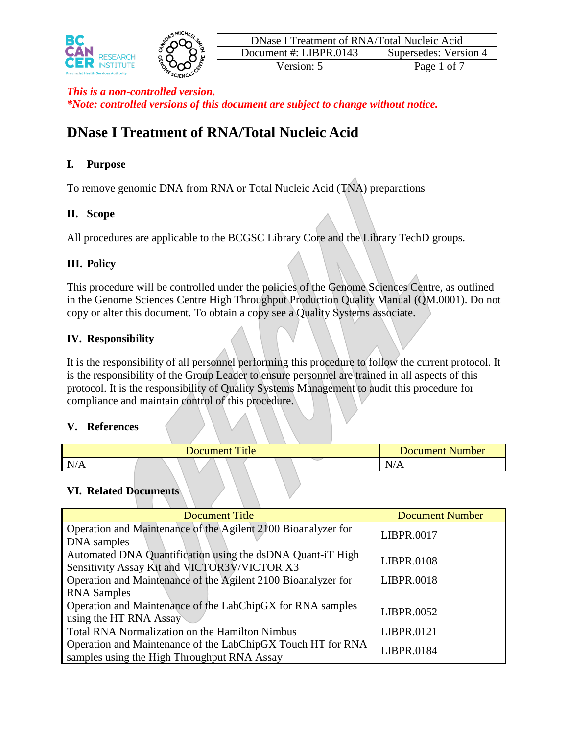This is a non-controlled version.
*Note: controlled versions of this document are subject to change without notice.*

# DNase I Treatment of RNA/Total Nucleic Acid

## I. Purpose

To remove genomic DNA from RNA or Total Nucleic Acid (TNA) preparations

## II. Scope

All procedures are applicable to the BCGSC Library Core and the Library TechD groups.

## III. Policy

This procedure will be controlled under the policies of the Genome Sciences Centre, as outlined in the Genome Sciences Centre High Throughput Production Quality Manual (QM.0001). Do not copy or alter this document. To obtain a copy see a Quality Systems associate.

## IV. Responsibility

It is the responsibility of all personnel performing this procedure to follow the current protocol. It is the responsibility of the Group Leader to ensure personnel are trained in all aspects of this protocol. It is the responsibility of Quality Systems Management to audit this procedure for compliance and maintain control of this procedure.

## V. References

| Document Title | Document Number |
|---|---|
| N/A | N/A |

## VI. Related Documents

| Document Title | Document Number |
|---|---|
| Operation and Maintenance of the Agilent 2100 Bioanalyzer for DNA samples | LIBPR.0017 |
| Automated DNA Quantification using the dsDNA Quant-iT High Sensitivity Assay Kit and VICTOR3V/VICTOR X3 | LIBPR.0108 |
| Operation and Maintenance of the Agilent 2100 Bioanalyzer for RNA Samples | LIBPR.0018 |
| Operation and Maintenance of the LabChipGX for RNA samples using the HT RNA Assay | LIBPR.0052 |
| Total RNA Normalization on the Hamilton Nimbus | LIBPR.0121 |
| Operation and Maintenance of the LabChipGX Touch HT for RNA samples using the High Throughput RNA Assay | LIBPR.0184 |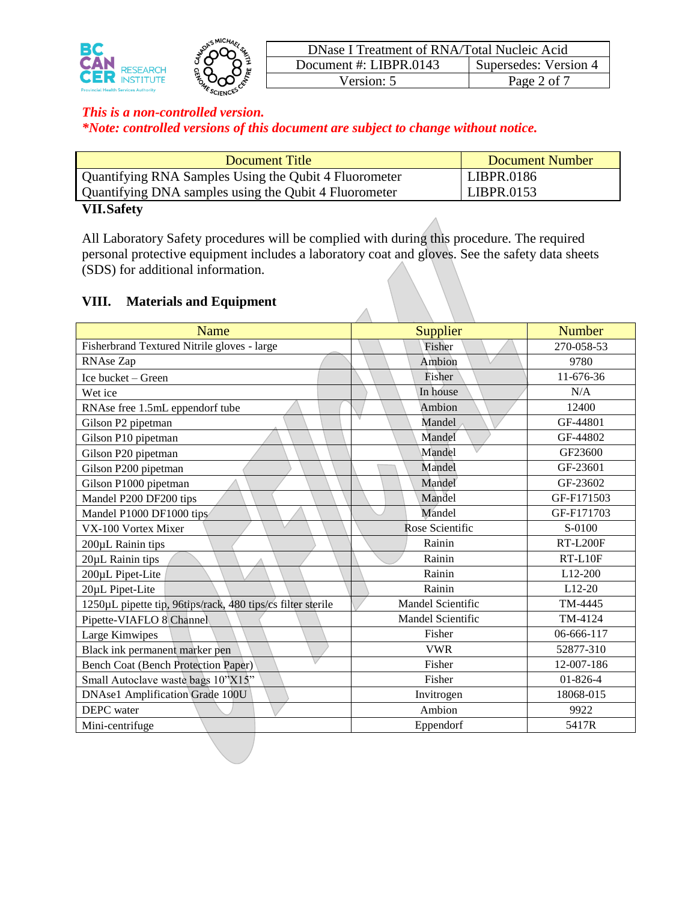*This is a non-controlled version.*
*\*Note: controlled versions of this document are subject to change without notice.*

| Document Title | Document Number |
|---|---|
| Quantifying RNA Samples Using the Qubit 4 Fluorometer | LIBPR.0186 |
| Quantifying DNA samples using the Qubit 4 Fluorometer | LIBPR.0153 |

## VII. Safety

All Laboratory Safety procedures will be complied with during this procedure. The required personal protective equipment includes a laboratory coat and gloves. See the safety data sheets (SDS) for additional information.

## VIII. Materials and Equipment

| Name | Supplier | Number |
|---|---|---|
| Fisherbrand Textured Nitrile gloves - large | Fisher | 270-058-53 |
| RNAse Zap | Ambion | 9780 |
| Ice bucket – Green | Fisher | 11-676-36 |
| Wet ice | In house | N/A |
| RNAse free 1.5mL eppendorf tube | Ambion | 12400 |
| Gilson P2 pipetman | Mandel | GF-44801 |
| Gilson P10 pipetman | Mandel | GF-44802 |
| Gilson P20 pipetman | Mandel | GF23600 |
| Gilson P200 pipetman | Mandel | GF-23601 |
| Gilson P1000 pipetman | Mandel | GF-23602 |
| Mandel P200 DF200 tips | Mandel | GF-F171503 |
| Mandel P1000 DF1000 tips | Mandel | GF-F171703 |
| VX-100 Vortex Mixer | Rose Scientific | S-0100 |
| 200µL Rainin tips | Rainin | RT-L200F |
| 20µL Rainin tips | Rainin | RT-L10F |
| 200µL Pipet-Lite | Rainin | L12-200 |
| 20µL Pipet-Lite | Rainin | L12-20 |
| 1250µL pipette tip, 96tips/rack, 480 tips/cs filter sterile | Mandel Scientific | TM-4445 |
| Pipette-VIAFLO 8 Channel | Mandel Scientific | TM-4124 |
| Large Kimwipes | Fisher | 06-666-117 |
| Black ink permanent marker pen | VWR | 52877-310 |
| Bench Coat (Bench Protection Paper) | Fisher | 12-007-186 |
| Small Autoclave waste bags 10"X15" | Fisher | 01-826-4 |
| DNAse1 Amplification Grade 100U | Invitrogen | 18068-015 |
| DEPC water | Ambion | 9922 |
| Mini-centrifuge | Eppendorf | 5417R |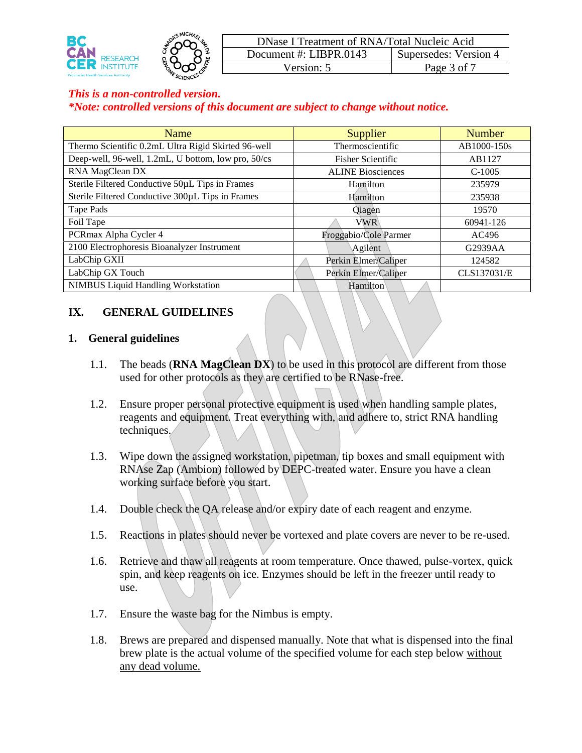*This is a non-controlled version.*
*\*Note: controlled versions of this document are subject to change without notice.*

| Name | Supplier | Number |
|---|---|---|
| Thermo Scientific 0.2mL Ultra Rigid Skirted 96-well | Thermoscientific | AB1000-150s |
| Deep-well, 96-well, 1.2mL, U bottom, low pro, 50/cs | Fisher Scientific | AB1127 |
| RNA MagClean DX | ALINE Biosciences | C-1005 |
| Sterile Filtered Conductive 50µL Tips in Frames | Hamilton | 235979 |
| Sterile Filtered Conductive 300µL Tips in Frames | Hamilton | 235938 |
| Tape Pads | Qiagen | 19570 |
| Foil Tape | VWR | 60941-126 |
| PCRmax Alpha Cycler 4 | Froggabio/Cole Parmer | AC496 |
| 2100 Electrophoresis Bioanalyzer Instrument | Agilent | G2939AA |
| LabChip GXII | Perkin Elmer/Caliper | 124582 |
| LabChip GX Touch | Perkin Elmer/Caliper | CLS137031/E |
| NIMBUS Liquid Handling Workstation | Hamilton | |

## IX. GENERAL GUIDELINES

### 1. General guidelines

1.1. The beads (**RNA MagClean DX**) to be used in this protocol are different from those used for other protocols as they are certified to be RNase-free.

1.2. Ensure proper personal protective equipment is used when handling sample plates, reagents and equipment. Treat everything with, and adhere to, strict RNA handling techniques.

1.3. Wipe down the assigned workstation, pipetman, tip boxes and small equipment with RNAse Zap (Ambion) followed by DEPC-treated water. Ensure you have a clean working surface before you start.

1.4. Double check the QA release and/or expiry date of each reagent and enzyme.

1.5. Reactions in plates should never be vortexed and plate covers are never to be re-used.

1.6. Retrieve and thaw all reagents at room temperature. Once thawed, pulse-vortex, quick spin, and keep reagents on ice. Enzymes should be left in the freezer until ready to use.

1.7. Ensure the waste bag for the Nimbus is empty.

1.8. Brews are prepared and dispensed manually. Note that what is dispensed into the final brew plate is the actual volume of the specified volume for each step below <u>without any dead volume.</u>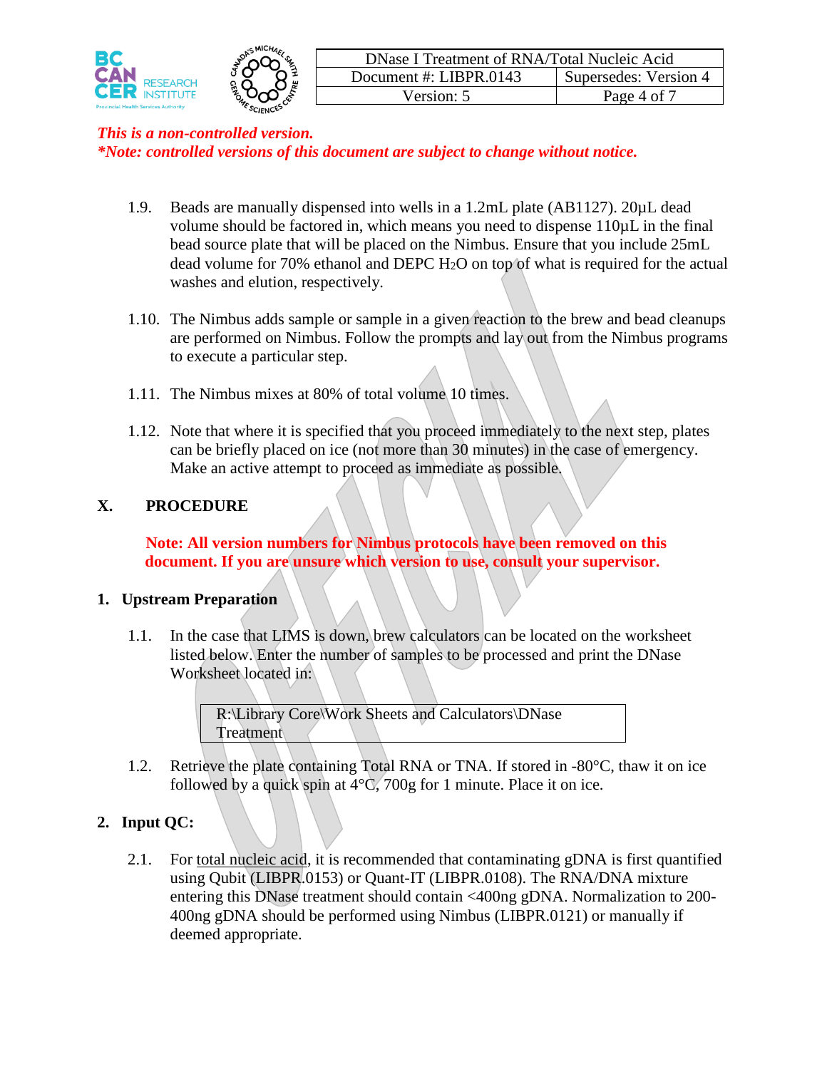*This is a non-controlled version.*
***Note: controlled versions of this document are subject to change without notice.***

1.9. Beads are manually dispensed into wells in a 1.2mL plate (AB1127). 20µL dead volume should be factored in, which means you need to dispense 110µL in the final bead source plate that will be placed on the Nimbus. Ensure that you include 25mL dead volume for 70% ethanol and DEPC $H_2O$ on top of what is required for the actual washes and elution, respectively.

1.10. The Nimbus adds sample or sample in a given reaction to the brew and bead cleanups are performed on Nimbus. Follow the prompts and lay out from the Nimbus programs to execute a particular step.

1.11. The Nimbus mixes at 80% of total volume 10 times.

1.12. Note that where it is specified that you proceed immediately to the next step, plates can be briefly placed on ice (not more than 30 minutes) in the case of emergency. Make an active attempt to proceed as immediate as possible.

## X. PROCEDURE

**Note: All version numbers for Nimbus protocols have been removed on this document. If you are unsure which version to use, consult your supervisor.**

### 1. Upstream Preparation

1.1. In the case that LIMS is down, brew calculators can be located on the worksheet listed below. Enter the number of samples to be processed and print the DNase Worksheet located in:

| R:\Library Core\Work Sheets and Calculators\DNase Treatment |
|---|

1.2. Retrieve the plate containing Total RNA or TNA. If stored in -80°C, thaw it on ice followed by a quick spin at 4°C, 700g for 1 minute. Place it on ice.

### 2. Input QC:

2.1. For total nucleic acid, it is recommended that contaminating gDNA is first quantified using Qubit (LIBPR.0153) or Quant-IT (LIBPR.0108). The RNA/DNA mixture entering this DNase treatment should contain <400ng gDNA. Normalization to 200-400ng gDNA should be performed using Nimbus (LIBPR.0121) or manually if deemed appropriate.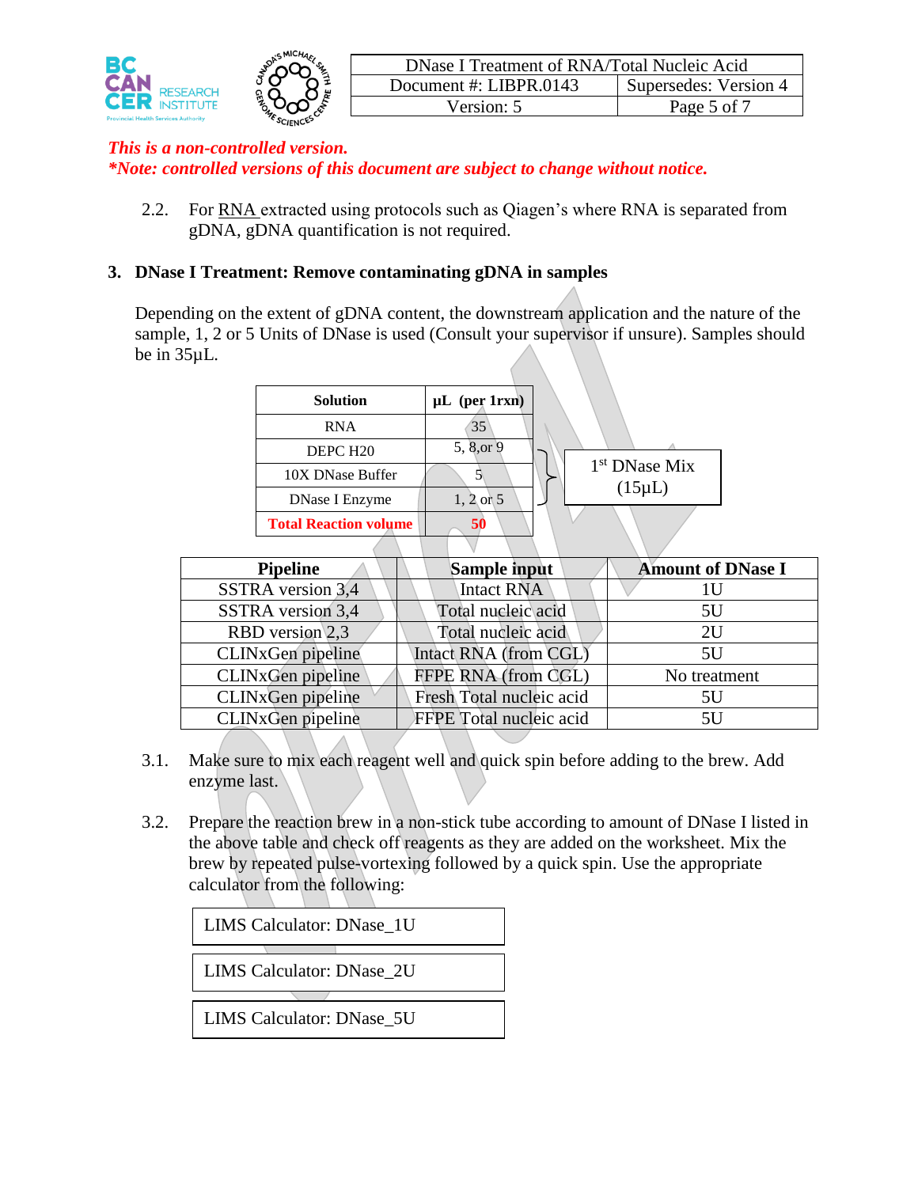*This is a non-controlled version.*
*\*Note: controlled versions of this document are subject to change without notice.*

2.2. For RNA extracted using protocols such as Qiagen's where RNA is separated from gDNA, gDNA quantification is not required.

## 3. DNase I Treatment: Remove contaminating gDNA in samples

Depending on the extent of gDNA content, the downstream application and the nature of the sample, 1, 2 or 5 Units of DNase is used (Consult your supervisor if unsure). Samples should be in 35µL.

| Solution | µL (per 1rxn) | |
|---|---|---|
| RNA | 35 | |
| DEPC H20 | 5, 8,or 9 | 1st DNase Mix (15µL) |
| 10X DNase Buffer | 5 | |
| DNase I Enzyme | 1, 2 or 5 | |
| **Total Reaction volume** | **50** | |

| Pipeline | Sample input | Amount of DNase I |
|---|---|---|
| SSTRA version 3,4 | Intact RNA | 1U |
| SSTRA version 3,4 | Total nucleic acid | 5U |
| RBD version 2,3 | Total nucleic acid | 2U |
| CLINxGen pipeline | Intact RNA (from CGL) | 5U |
| CLINxGen pipeline | FFPE RNA (from CGL) | No treatment |
| CLINxGen pipeline | Fresh Total nucleic acid | 5U |
| CLINxGen pipeline | FFPE Total nucleic acid | 5U |

3.1. Make sure to mix each reagent well and quick spin before adding to the brew. Add enzyme last.

3.2. Prepare the reaction brew in a non-stick tube according to amount of DNase I listed in the above table and check off reagents as they are added on the worksheet. Mix the brew by repeated pulse-vortexing followed by a quick spin. Use the appropriate calculator from the following:

- LIMS Calculator: DNase_1U
- LIMS Calculator: DNase_2U
- LIMS Calculator: DNase_5U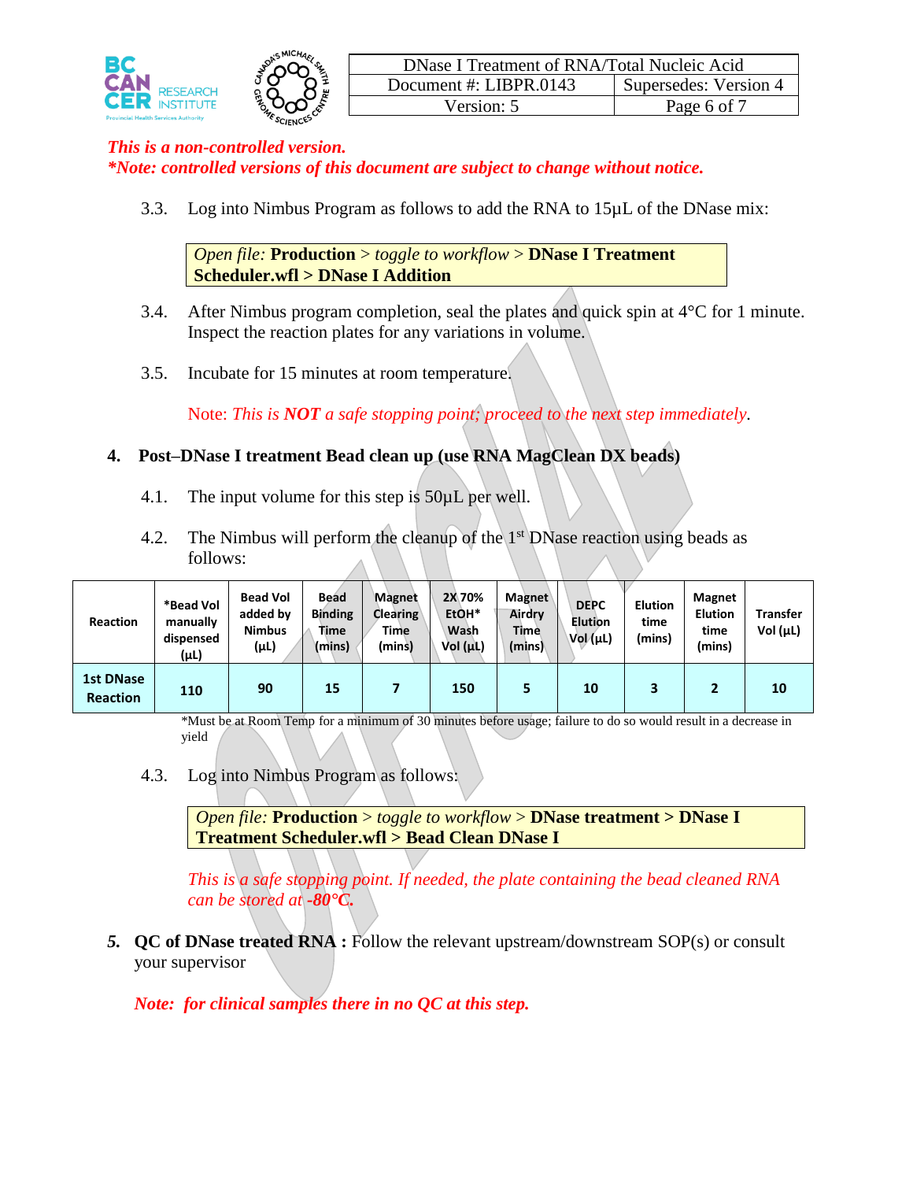*This is a non-controlled version.*
***Note: controlled versions of this document are subject to change without notice.***

3.3. Log into Nimbus Program as follows to add the RNA to 15µL of the DNase mix:

> *Open file:* **Production** > *toggle to workflow* > **DNase I Treatment Scheduler.wfl > DNase I Addition**

3.4. After Nimbus program completion, seal the plates and quick spin at 4°C for 1 minute. Inspect the reaction plates for any variations in volume.

3.5. Incubate for 15 minutes at room temperature.

Note: *This is **NOT** a safe stopping point; proceed to the next step immediately*.

## 4. Post–DNase I treatment Bead clean up (use RNA MagClean DX beads)

4.1. The input volume for this step is 50µL per well.

4.2. The Nimbus will perform the cleanup of the 1st DNase reaction using beads as follows:

| Reaction | *Bead Vol manually dispensed (µL) | Bead Vol added by Nimbus (µL) | Bead Binding Time (mins) | Magnet Clearing Time (mins) | 2X 70% EtOH* Wash Vol (µL) | Magnet Airdry Time (mins) | DEPC Elution Vol (µL) | Elution time (mins) | Magnet Elution time (mins) | Transfer Vol (µL) |
|---|---|---|---|---|---|---|---|---|---|---|
| 1st DNase Reaction | 110 | 90 | 15 | 7 | 150 | 5 | 10 | 3 | 2 | 10 |

*Must be at Room Temp for a minimum of 30 minutes before usage; failure to do so would result in a decrease in yield

4.3. Log into Nimbus Program as follows:

> *Open file:* **Production** > *toggle to workflow* > **DNase treatment > DNase I Treatment Scheduler.wfl > Bead Clean DNase I**

*This is a safe stopping point. If needed, the plate containing the bead cleaned RNA can be stored at **-80°C.***

***5.*** **QC of DNase treated RNA :** Follow the relevant upstream/downstream SOP(s) or consult your supervisor

***Note: for clinical samples there in no QC at this step.***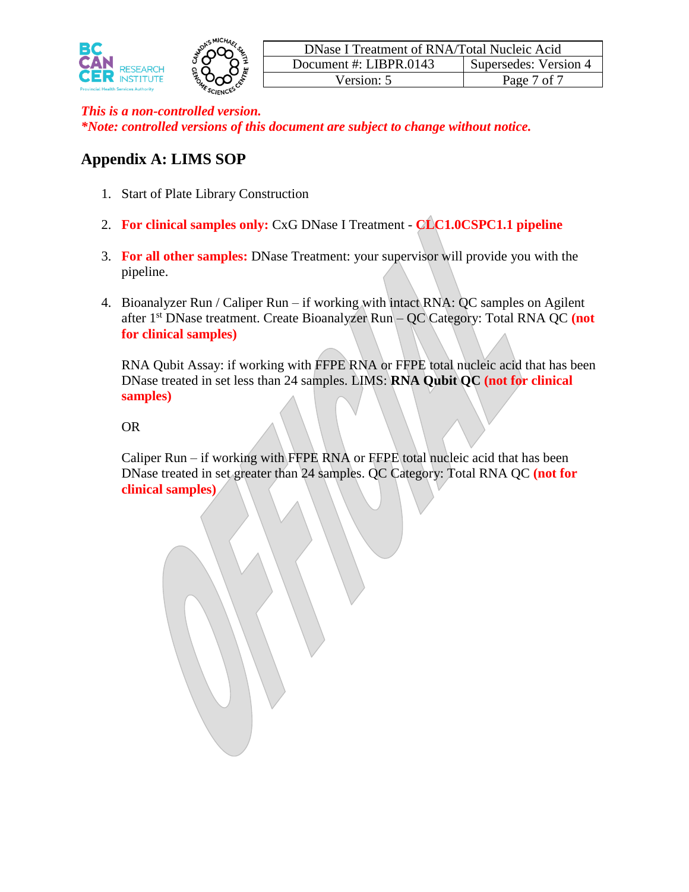*This is a non-controlled version.*
***Note: controlled versions of this document are subject to change without notice.***

## Appendix A: LIMS SOP

1. Start of Plate Library Construction

2. **For clinical samples only:** CxG DNase I Treatment - **CLC1.0CSPC1.1 pipeline**

3. **For all other samples:** DNase Treatment: your supervisor will provide you with the pipeline.

4. Bioanalyzer Run / Caliper Run – if working with intact RNA: QC samples on Agilent after 1st DNase treatment. Create Bioanalyzer Run – QC Category: Total RNA QC **(not for clinical samples)**

   RNA Qubit Assay: if working with FFPE RNA or FFPE total nucleic acid that has been DNase treated in set less than 24 samples. LIMS: **RNA Qubit QC** **(not for clinical samples)**

   OR

   Caliper Run – if working with FFPE RNA or FFPE total nucleic acid that has been DNase treated in set greater than 24 samples. QC Category: Total RNA QC **(not for clinical samples)**